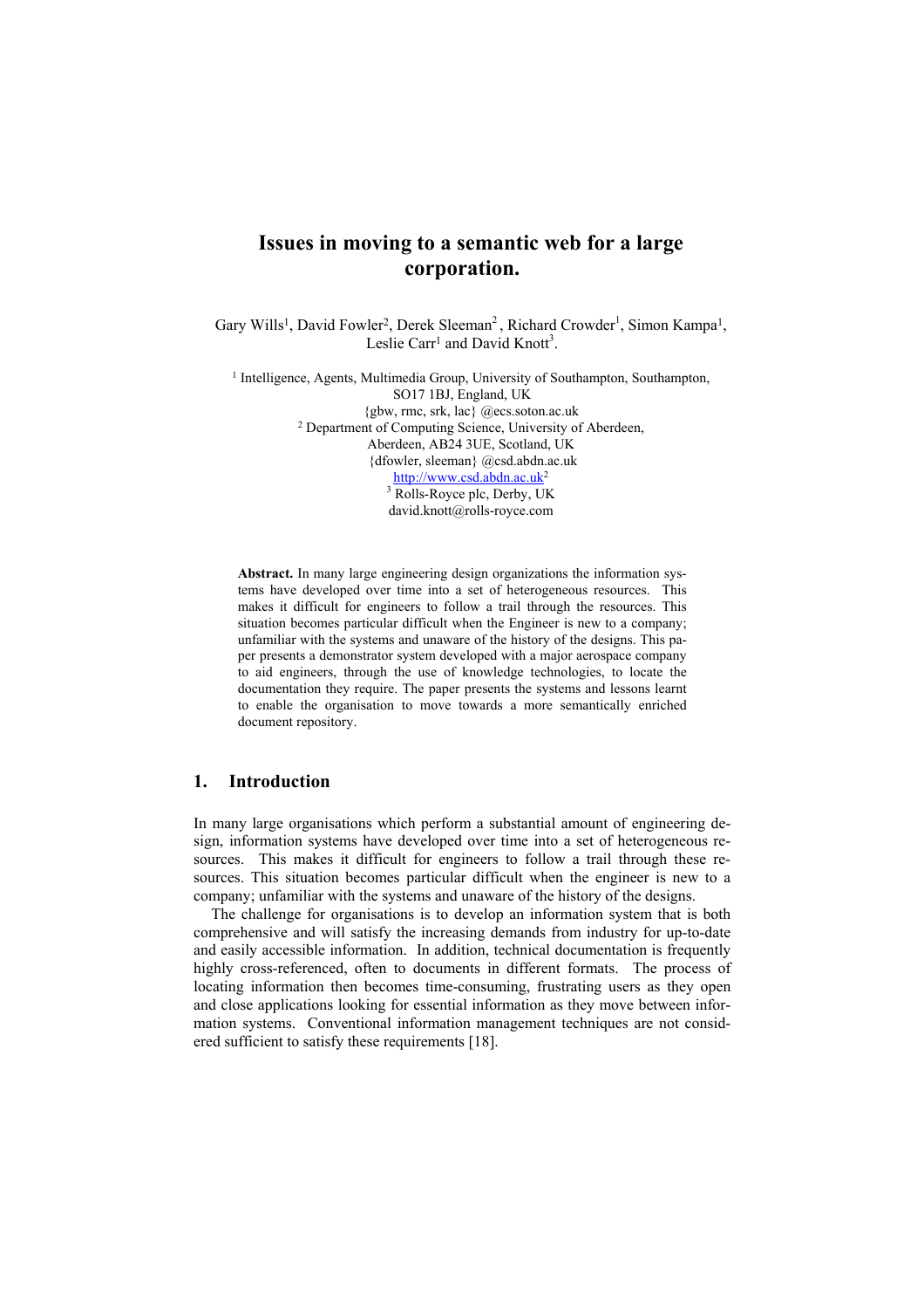# Issues in moving to a semantic web for a large corporation.

Gary Wills[1], David Fowler[2], Derek Sleeman[2], Richard Crowder[1], Simon Kampa[1], Leslie Carr[1] and David Knott[3].

[1] Intelligence, Agents, Multimedia Group, University of Southampton, Southampton, SO17 1BJ, England, UK
{gbw, rmc, srk, lac} @ecs.soton.ac.uk
[2] Department of Computing Science, University of Aberdeen, Aberdeen, AB24 3UE, Scotland, UK
{dfowler, sleeman} @csd.abdn.ac.uk
http://www.csd.abdn.ac.uk[2]
[3] Rolls-Royce plc, Derby, UK
david.knott@rolls-royce.com

**Abstract.** In many large engineering design organizations the information systems have developed over time into a set of heterogeneous resources. This makes it difficult for engineers to follow a trail through the resources. This situation becomes particular difficult when the Engineer is new to a company; unfamiliar with the systems and unaware of the history of the designs. This paper presents a demonstrator system developed with a major aerospace company to aid engineers, through the use of knowledge technologies, to locate the documentation they require. The paper presents the systems and lessons learnt to enable the organisation to move towards a more semantically enriched document repository.

## 1. Introduction

In many large organisations which perform a substantial amount of engineering design, information systems have developed over time into a set of heterogeneous resources. This makes it difficult for engineers to follow a trail through these resources. This situation becomes particular difficult when the engineer is new to a company; unfamiliar with the systems and unaware of the history of the designs.

The challenge for organisations is to develop an information system that is both comprehensive and will satisfy the increasing demands from industry for up-to-date and easily accessible information. In addition, technical documentation is frequently highly cross-referenced, often to documents in different formats. The process of locating information then becomes time-consuming, frustrating users as they open and close applications looking for essential information as they move between information systems. Conventional information management techniques are not considered sufficient to satisfy these requirements [18].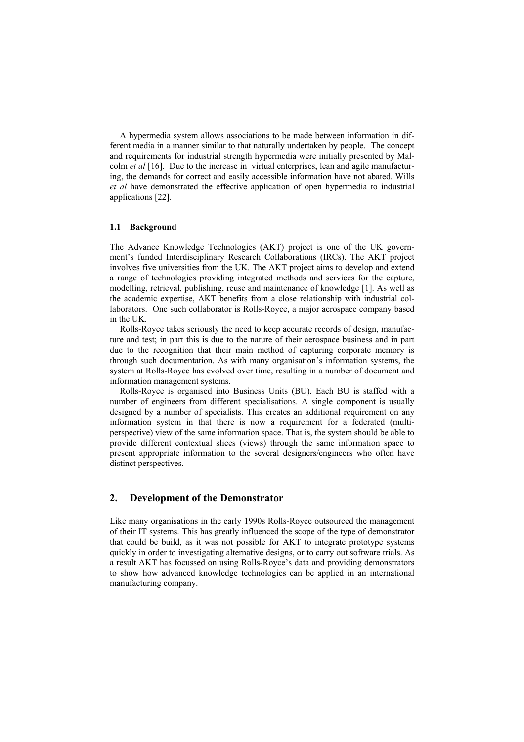A hypermedia system allows associations to be made between information in different media in a manner similar to that naturally undertaken by people. The concept and requirements for industrial strength hypermedia were initially presented by Malcolm *et al* [16]. Due to the increase in virtual enterprises, lean and agile manufacturing, the demands for correct and easily accessible information have not abated. Wills *et al* have demonstrated the effective application of open hypermedia to industrial applications [22].

### 1.1 Background

The Advance Knowledge Technologies (AKT) project is one of the UK government's funded Interdisciplinary Research Collaborations (IRCs). The AKT project involves five universities from the UK. The AKT project aims to develop and extend a range of technologies providing integrated methods and services for the capture, modelling, retrieval, publishing, reuse and maintenance of knowledge [1]. As well as the academic expertise, AKT benefits from a close relationship with industrial collaborators. One such collaborator is Rolls-Royce, a major aerospace company based in the UK.

Rolls-Royce takes seriously the need to keep accurate records of design, manufacture and test; in part this is due to the nature of their aerospace business and in part due to the recognition that their main method of capturing corporate memory is through such documentation. As with many organisation's information systems, the system at Rolls-Royce has evolved over time, resulting in a number of document and information management systems.

Rolls-Royce is organised into Business Units (BU). Each BU is staffed with a number of engineers from different specialisations. A single component is usually designed by a number of specialists. This creates an additional requirement on any information system in that there is now a requirement for a federated (multi-perspective) view of the same information space. That is, the system should be able to provide different contextual slices (views) through the same information space to present appropriate information to the several designers/engineers who often have distinct perspectives.

## 2. Development of the Demonstrator

Like many organisations in the early 1990s Rolls-Royce outsourced the management of their IT systems. This has greatly influenced the scope of the type of demonstrator that could be build, as it was not possible for AKT to integrate prototype systems quickly in order to investigating alternative designs, or to carry out software trials. As a result AKT has focussed on using Rolls-Royce's data and providing demonstrators to show how advanced knowledge technologies can be applied in an international manufacturing company.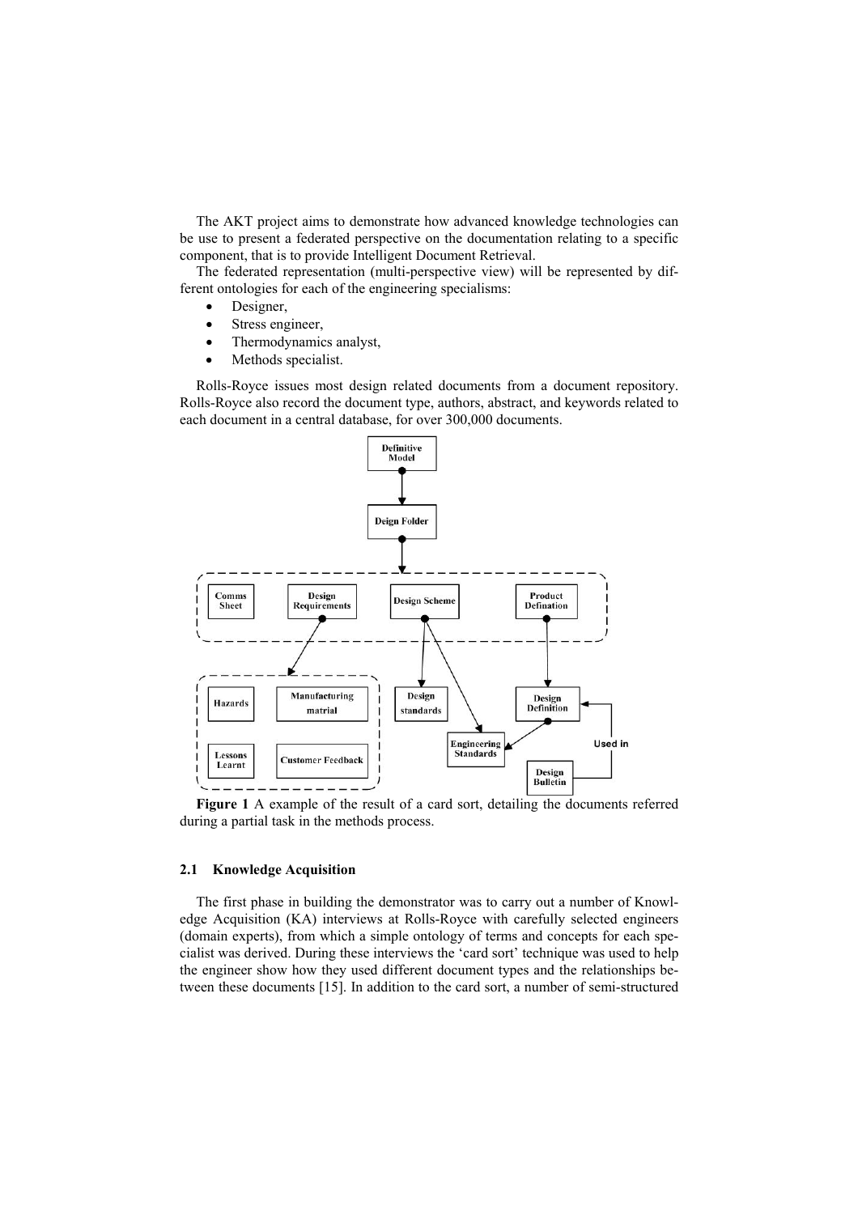The AKT project aims to demonstrate how advanced knowledge technologies can be use to present a federated perspective on the documentation relating to a specific component, that is to provide Intelligent Document Retrieval.

The federated representation (multi-perspective view) will be represented by different ontologies for each of the engineering specialisms:

- Designer,
- Stress engineer,
- Thermodynamics analyst,
- Methods specialist.

Rolls-Royce issues most design related documents from a document repository. Rolls-Royce also record the document type, authors, abstract, and keywords related to each document in a central database, for over 300,000 documents.

**Figure 1** A example of the result of a card sort, detailing the documents referred during a partial task in the methods process.

### 2.1 Knowledge Acquisition

The first phase in building the demonstrator was to carry out a number of Knowledge Acquisition (KA) interviews at Rolls-Royce with carefully selected engineers (domain experts), from which a simple ontology of terms and concepts for each specialist was derived. During these interviews the 'card sort' technique was used to help the engineer show how they used different document types and the relationships between these documents [15]. In addition to the card sort, a number of semi-structured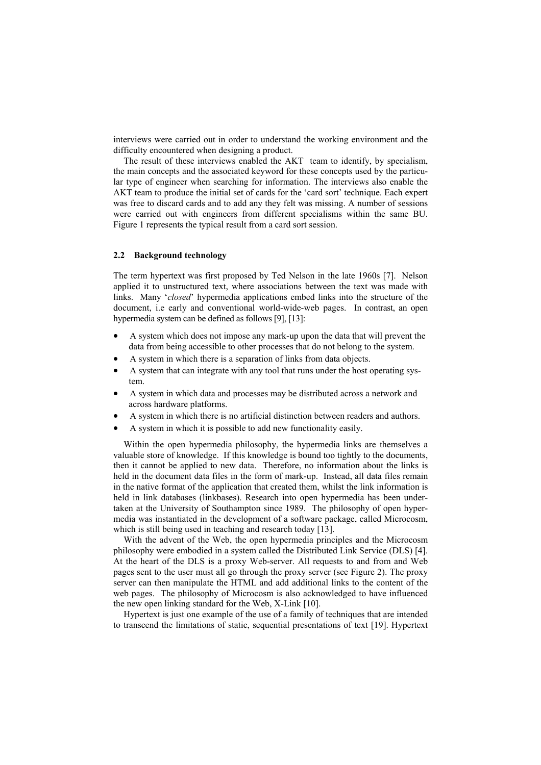interviews were carried out in order to understand the working environment and the difficulty encountered when designing a product.

The result of these interviews enabled the AKT team to identify, by specialism, the main concepts and the associated keyword for these concepts used by the particular type of engineer when searching for information. The interviews also enable the AKT team to produce the initial set of cards for the 'card sort' technique. Each expert was free to discard cards and to add any they felt was missing. A number of sessions were carried out with engineers from different specialisms within the same BU. Figure 1 represents the typical result from a card sort session.

### 2.2 Background technology

The term hypertext was first proposed by Ted Nelson in the late 1960s [7]. Nelson applied it to unstructured text, where associations between the text was made with links. Many '*closed*' hypermedia applications embed links into the structure of the document, i.e early and conventional world-wide-web pages. In contrast, an open hypermedia system can be defined as follows [9], [13]:

- A system which does not impose any mark-up upon the data that will prevent the data from being accessible to other processes that do not belong to the system.
- A system in which there is a separation of links from data objects.
- A system that can integrate with any tool that runs under the host operating system.
- A system in which data and processes may be distributed across a network and across hardware platforms.
- A system in which there is no artificial distinction between readers and authors.
- A system in which it is possible to add new functionality easily.

Within the open hypermedia philosophy, the hypermedia links are themselves a valuable store of knowledge. If this knowledge is bound too tightly to the documents, then it cannot be applied to new data. Therefore, no information about the links is held in the document data files in the form of mark-up. Instead, all data files remain in the native format of the application that created them, whilst the link information is held in link databases (linkbases). Research into open hypermedia has been undertaken at the University of Southampton since 1989. The philosophy of open hypermedia was instantiated in the development of a software package, called Microcosm, which is still being used in teaching and research today [13].

With the advent of the Web, the open hypermedia principles and the Microcosm philosophy were embodied in a system called the Distributed Link Service (DLS) [4]. At the heart of the DLS is a proxy Web-server. All requests to and from and Web pages sent to the user must all go through the proxy server (see Figure 2). The proxy server can then manipulate the HTML and add additional links to the content of the web pages. The philosophy of Microcosm is also acknowledged to have influenced the new open linking standard for the Web, X-Link [10].

Hypertext is just one example of the use of a family of techniques that are intended to transcend the limitations of static, sequential presentations of text [19]. Hypertext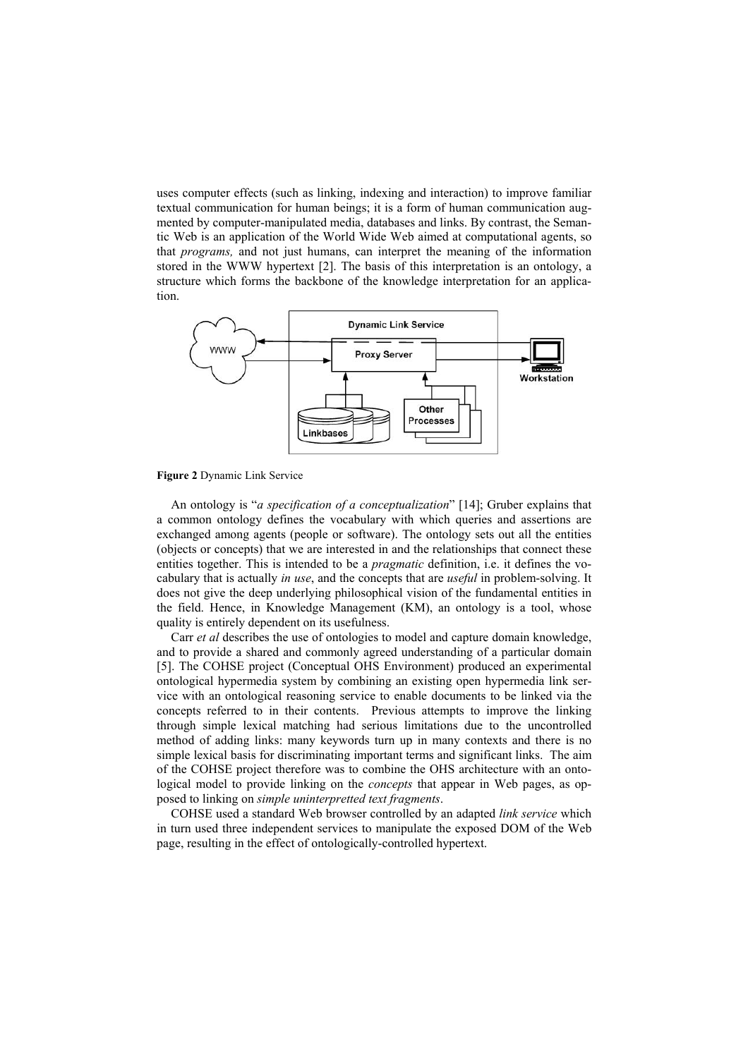uses computer effects (such as linking, indexing and interaction) to improve familiar textual communication for human beings; it is a form of human communication augmented by computer-manipulated media, databases and links. By contrast, the Semantic Web is an application of the World Wide Web aimed at computational agents, so that *programs,* and not just humans, can interpret the meaning of the information stored in the WWW hypertext [2]. The basis of this interpretation is an ontology, a structure which forms the backbone of the knowledge interpretation for an application.

**Figure 2** Dynamic Link Service

An ontology is "*a specification of a conceptualization*" [14]; Gruber explains that a common ontology defines the vocabulary with which queries and assertions are exchanged among agents (people or software). The ontology sets out all the entities (objects or concepts) that we are interested in and the relationships that connect these entities together. This is intended to be a *pragmatic* definition, i.e. it defines the vocabulary that is actually *in use*, and the concepts that are *useful* in problem-solving. It does not give the deep underlying philosophical vision of the fundamental entities in the field. Hence, in Knowledge Management (KM), an ontology is a tool, whose quality is entirely dependent on its usefulness.

Carr *et al* describes the use of ontologies to model and capture domain knowledge, and to provide a shared and commonly agreed understanding of a particular domain [5]. The COHSE project (Conceptual OHS Environment) produced an experimental ontological hypermedia system by combining an existing open hypermedia link service with an ontological reasoning service to enable documents to be linked via the concepts referred to in their contents. Previous attempts to improve the linking through simple lexical matching had serious limitations due to the uncontrolled method of adding links: many keywords turn up in many contexts and there is no simple lexical basis for discriminating important terms and significant links. The aim of the COHSE project therefore was to combine the OHS architecture with an ontological model to provide linking on the *concepts* that appear in Web pages, as opposed to linking on *simple uninterpretted text fragments*.

COHSE used a standard Web browser controlled by an adapted *link service* which in turn used three independent services to manipulate the exposed DOM of the Web page, resulting in the effect of ontologically-controlled hypertext.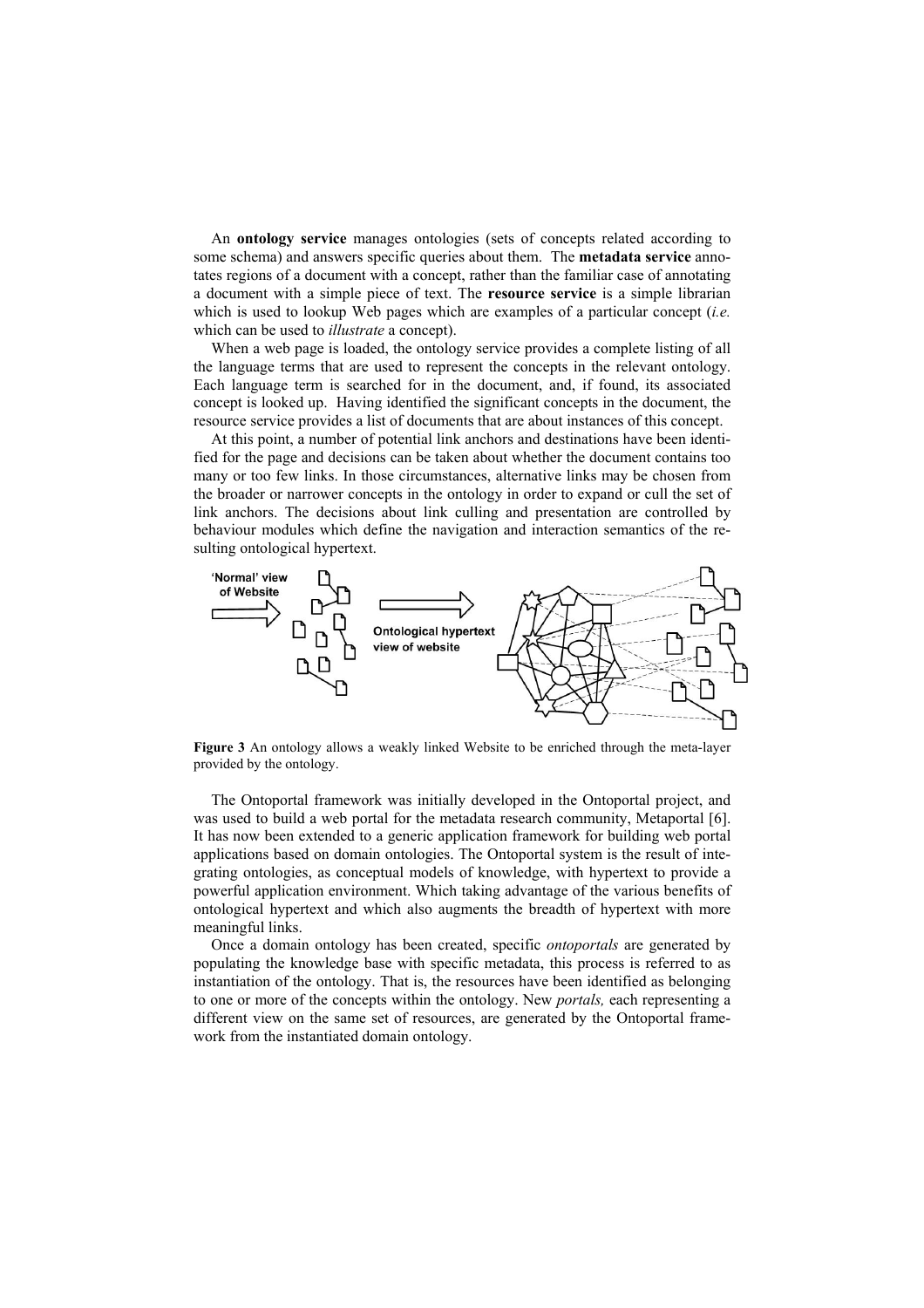An **ontology service** manages ontologies (sets of concepts related according to some schema) and answers specific queries about them. The **metadata service** annotates regions of a document with a concept, rather than the familiar case of annotating a document with a simple piece of text. The **resource service** is a simple librarian which is used to lookup Web pages which are examples of a particular concept (*i.e.* which can be used to *illustrate* a concept).

When a web page is loaded, the ontology service provides a complete listing of all the language terms that are used to represent the concepts in the relevant ontology. Each language term is searched for in the document, and, if found, its associated concept is looked up. Having identified the significant concepts in the document, the resource service provides a list of documents that are about instances of this concept.

At this point, a number of potential link anchors and destinations have been identified for the page and decisions can be taken about whether the document contains too many or too few links. In those circumstances, alternative links may be chosen from the broader or narrower concepts in the ontology in order to expand or cull the set of link anchors. The decisions about link culling and presentation are controlled by behaviour modules which define the navigation and interaction semantics of the resulting ontological hypertext.

**Figure 3** An ontology allows a weakly linked Website to be enriched through the meta-layer provided by the ontology.

The Ontoportal framework was initially developed in the Ontoportal project, and was used to build a web portal for the metadata research community, Metaportal [6]. It has now been extended to a generic application framework for building web portal applications based on domain ontologies. The Ontoportal system is the result of integrating ontologies, as conceptual models of knowledge, with hypertext to provide a powerful application environment. Which taking advantage of the various benefits of ontological hypertext and which also augments the breadth of hypertext with more meaningful links.

Once a domain ontology has been created, specific *ontoportals* are generated by populating the knowledge base with specific metadata, this process is referred to as instantiation of the ontology. That is, the resources have been identified as belonging to one or more of the concepts within the ontology. New *portals,* each representing a different view on the same set of resources, are generated by the Ontoportal framework from the instantiated domain ontology.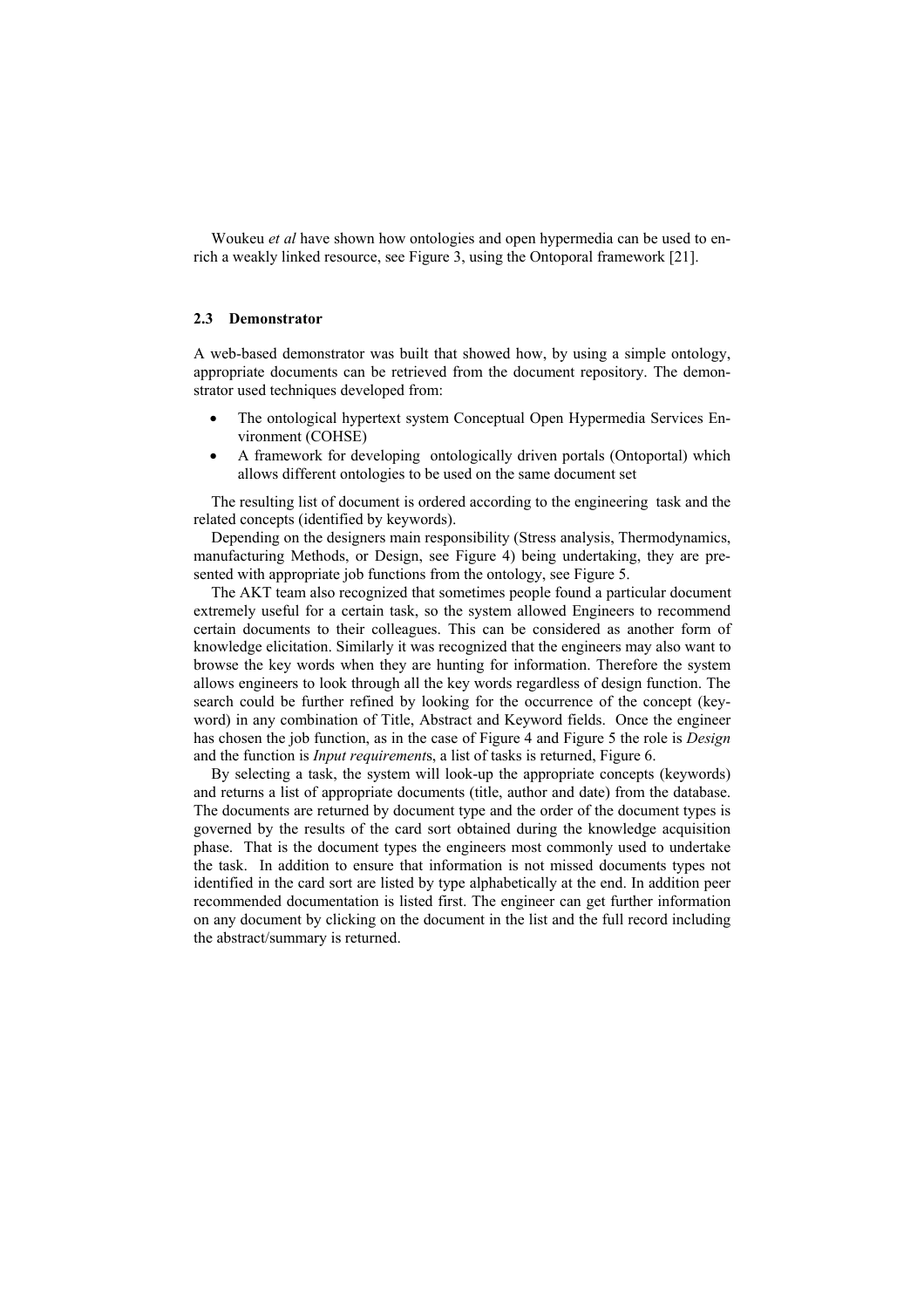Woukeu *et al* have shown how ontologies and open hypermedia can be used to enrich a weakly linked resource, see Figure 3, using the Ontoporal framework [21].

### 2.3 Demonstrator

A web-based demonstrator was built that showed how, by using a simple ontology, appropriate documents can be retrieved from the document repository. The demonstrator used techniques developed from:

- The ontological hypertext system Conceptual Open Hypermedia Services Environment (COHSE)
- A framework for developing ontologically driven portals (Ontoportal) which allows different ontologies to be used on the same document set

The resulting list of document is ordered according to the engineering task and the related concepts (identified by keywords).

Depending on the designers main responsibility (Stress analysis, Thermodynamics, manufacturing Methods, or Design, see Figure 4) being undertaking, they are presented with appropriate job functions from the ontology, see Figure 5.

The AKT team also recognized that sometimes people found a particular document extremely useful for a certain task, so the system allowed Engineers to recommend certain documents to their colleagues. This can be considered as another form of knowledge elicitation. Similarly it was recognized that the engineers may also want to browse the key words when they are hunting for information. Therefore the system allows engineers to look through all the key words regardless of design function. The search could be further refined by looking for the occurrence of the concept (keyword) in any combination of Title, Abstract and Keyword fields. Once the engineer has chosen the job function, as in the case of Figure 4 and Figure 5 the role is *Design* and the function is *Input requirement*s, a list of tasks is returned, Figure 6.

By selecting a task, the system will look-up the appropriate concepts (keywords) and returns a list of appropriate documents (title, author and date) from the database. The documents are returned by document type and the order of the document types is governed by the results of the card sort obtained during the knowledge acquisition phase. That is the document types the engineers most commonly used to undertake the task. In addition to ensure that information is not missed documents types not identified in the card sort are listed by type alphabetically at the end. In addition peer recommended documentation is listed first. The engineer can get further information on any document by clicking on the document in the list and the full record including the abstract/summary is returned.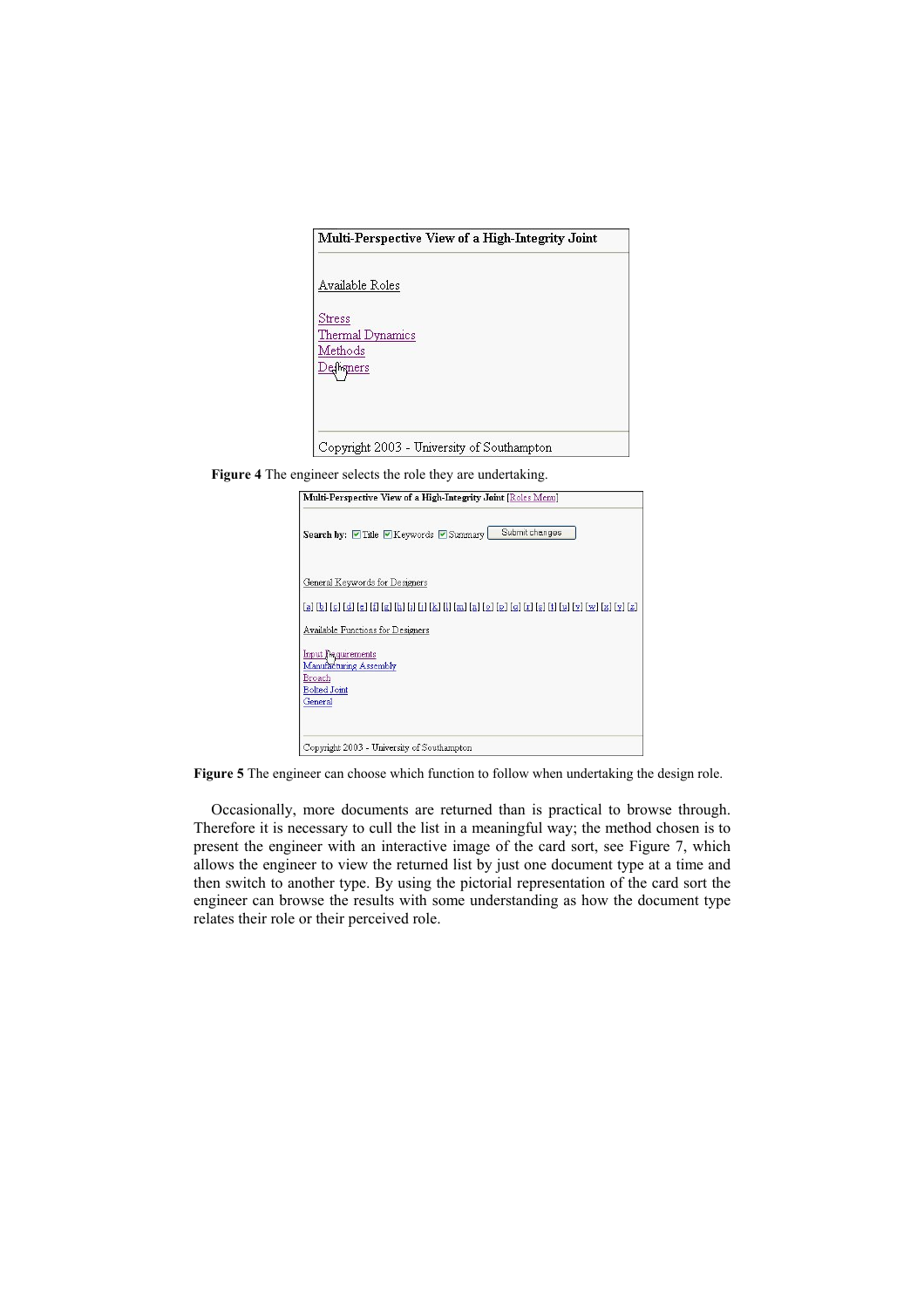Figure 4 The engineer selects the role they are undertaking.

Figure 5 The engineer can choose which function to follow when undertaking the design role.

Occasionally, more documents are returned than is practical to browse through. Therefore it is necessary to cull the list in a meaningful way; the method chosen is to present the engineer with an interactive image of the card sort, see Figure 7, which allows the engineer to view the returned list by just one document type at a time and then switch to another type. By using the pictorial representation of the card sort the engineer can browse the results with some understanding as how the document type relates their role or their perceived role.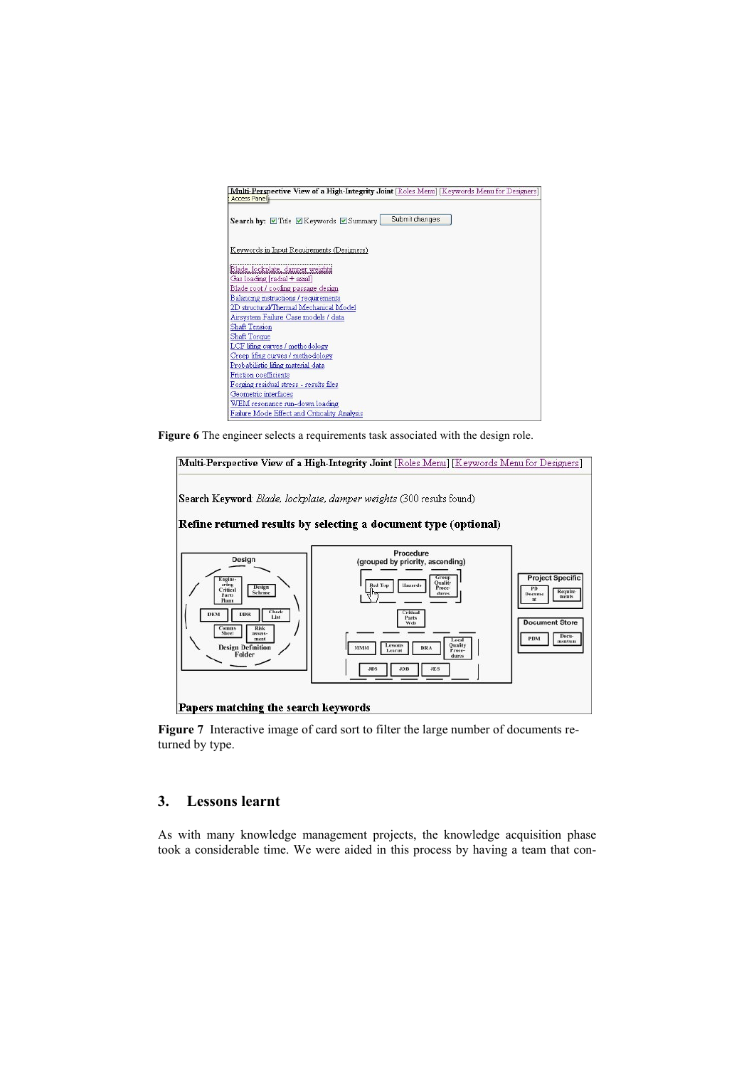Figure 6 The engineer selects a requirements task associated with the design role.

Figure 7 Interactive image of card sort to filter the large number of documents returned by type.

## 3. Lessons learnt

As with many knowledge management projects, the knowledge acquisition phase took a considerable time. We were aided in this process by having a team that con-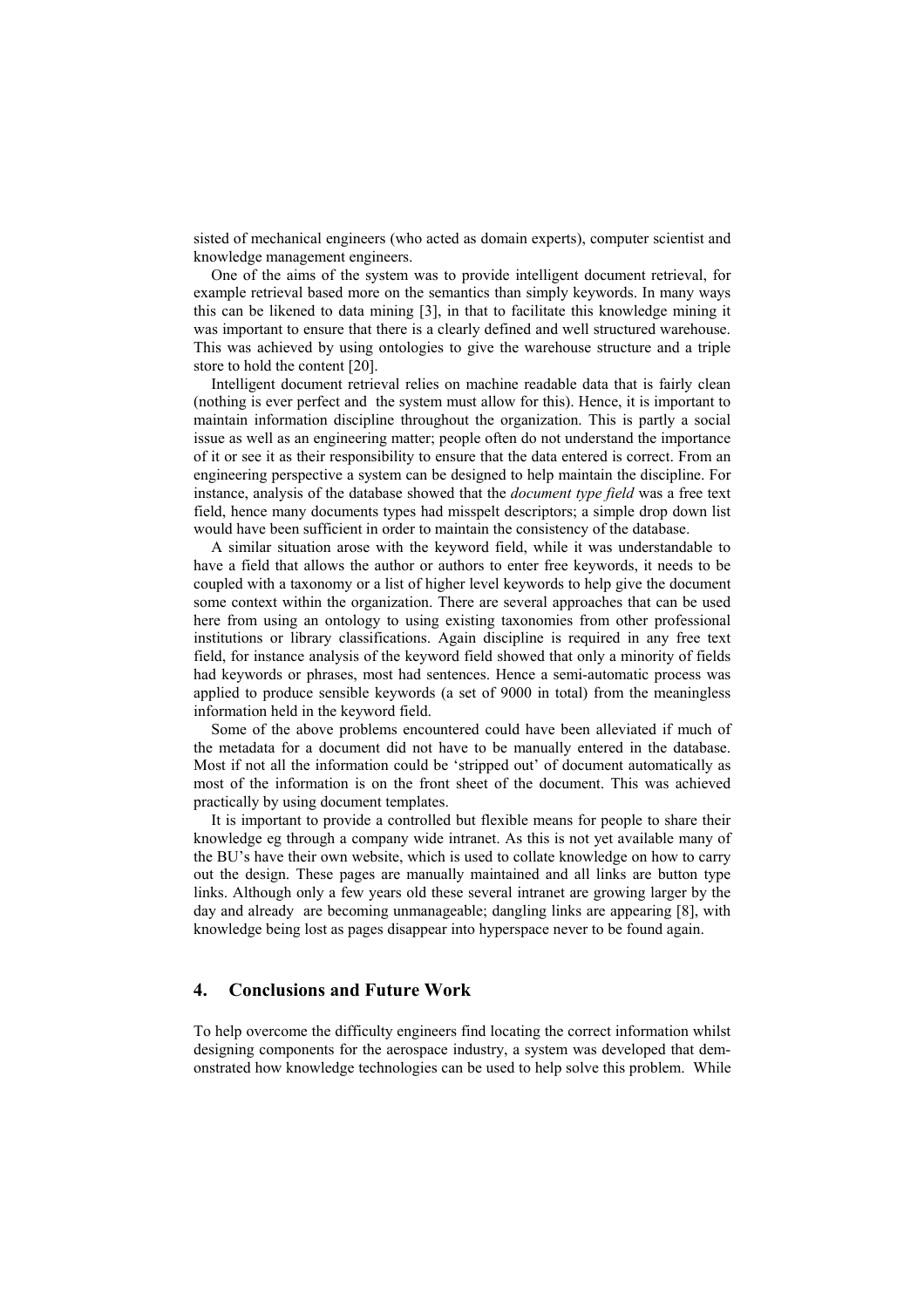sisted of mechanical engineers (who acted as domain experts), computer scientist and knowledge management engineers.

One of the aims of the system was to provide intelligent document retrieval, for example retrieval based more on the semantics than simply keywords. In many ways this can be likened to data mining [3], in that to facilitate this knowledge mining it was important to ensure that there is a clearly defined and well structured warehouse. This was achieved by using ontologies to give the warehouse structure and a triple store to hold the content [20].

Intelligent document retrieval relies on machine readable data that is fairly clean (nothing is ever perfect and the system must allow for this). Hence, it is important to maintain information discipline throughout the organization. This is partly a social issue as well as an engineering matter; people often do not understand the importance of it or see it as their responsibility to ensure that the data entered is correct. From an engineering perspective a system can be designed to help maintain the discipline. For instance, analysis of the database showed that the *document type field* was a free text field, hence many documents types had misspelt descriptors; a simple drop down list would have been sufficient in order to maintain the consistency of the database.

A similar situation arose with the keyword field, while it was understandable to have a field that allows the author or authors to enter free keywords, it needs to be coupled with a taxonomy or a list of higher level keywords to help give the document some context within the organization. There are several approaches that can be used here from using an ontology to using existing taxonomies from other professional institutions or library classifications. Again discipline is required in any free text field, for instance analysis of the keyword field showed that only a minority of fields had keywords or phrases, most had sentences. Hence a semi-automatic process was applied to produce sensible keywords (a set of 9000 in total) from the meaningless information held in the keyword field.

Some of the above problems encountered could have been alleviated if much of the metadata for a document did not have to be manually entered in the database. Most if not all the information could be 'stripped out' of document automatically as most of the information is on the front sheet of the document. This was achieved practically by using document templates.

It is important to provide a controlled but flexible means for people to share their knowledge eg through a company wide intranet. As this is not yet available many of the BU's have their own website, which is used to collate knowledge on how to carry out the design. These pages are manually maintained and all links are button type links. Although only a few years old these several intranet are growing larger by the day and already are becoming unmanageable; dangling links are appearing [8], with knowledge being lost as pages disappear into hyperspace never to be found again.

## 4. Conclusions and Future Work

To help overcome the difficulty engineers find locating the correct information whilst designing components for the aerospace industry, a system was developed that demonstrated how knowledge technologies can be used to help solve this problem. While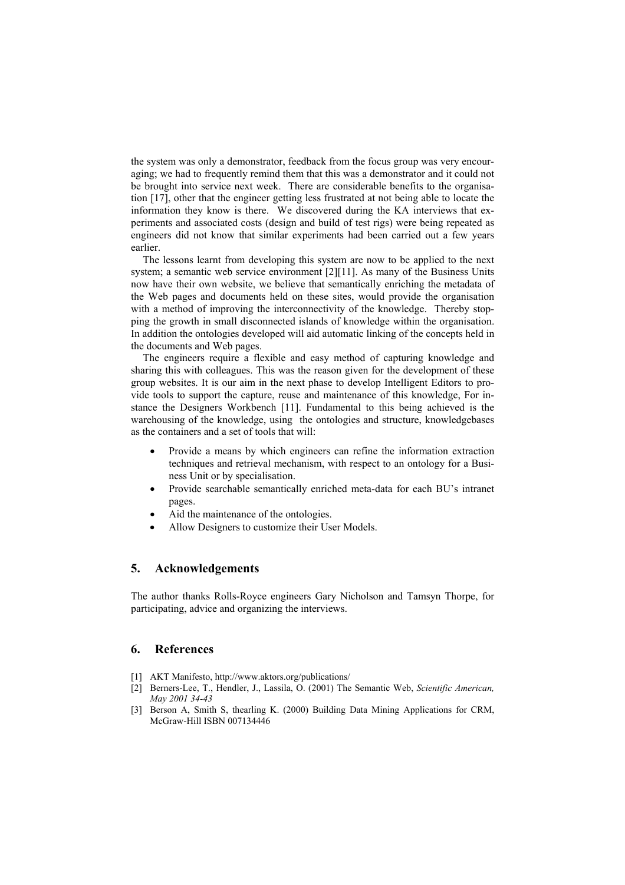the system was only a demonstrator, feedback from the focus group was very encouraging; we had to frequently remind them that this was a demonstrator and it could not be brought into service next week. There are considerable benefits to the organisation [17], other that the engineer getting less frustrated at not being able to locate the information they know is there. We discovered during the KA interviews that experiments and associated costs (design and build of test rigs) were being repeated as engineers did not know that similar experiments had been carried out a few years earlier.

The lessons learnt from developing this system are now to be applied to the next system; a semantic web service environment [2][11]. As many of the Business Units now have their own website, we believe that semantically enriching the metadata of the Web pages and documents held on these sites, would provide the organisation with a method of improving the interconnectivity of the knowledge. Thereby stopping the growth in small disconnected islands of knowledge within the organisation. In addition the ontologies developed will aid automatic linking of the concepts held in the documents and Web pages.

The engineers require a flexible and easy method of capturing knowledge and sharing this with colleagues. This was the reason given for the development of these group websites. It is our aim in the next phase to develop Intelligent Editors to provide tools to support the capture, reuse and maintenance of this knowledge, For instance the Designers Workbench [11]. Fundamental to this being achieved is the warehousing of the knowledge, using the ontologies and structure, knowledgebases as the containers and a set of tools that will:

- Provide a means by which engineers can refine the information extraction techniques and retrieval mechanism, with respect to an ontology for a Business Unit or by specialisation.
- Provide searchable semantically enriched meta-data for each BU's intranet pages.
- Aid the maintenance of the ontologies.
- Allow Designers to customize their User Models.

## 5. Acknowledgements

The author thanks Rolls-Royce engineers Gary Nicholson and Tamsyn Thorpe, for participating, advice and organizing the interviews.

## 6. References

[1] AKT Manifesto, http://www.aktors.org/publications/

[2] Berners-Lee, T., Hendler, J., Lassila, O. (2001) The Semantic Web, *Scientific American, May 2001 34-43*

[3] Berson A, Smith S, thearling K. (2000) Building Data Mining Applications for CRM, McGraw-Hill ISBN 007134446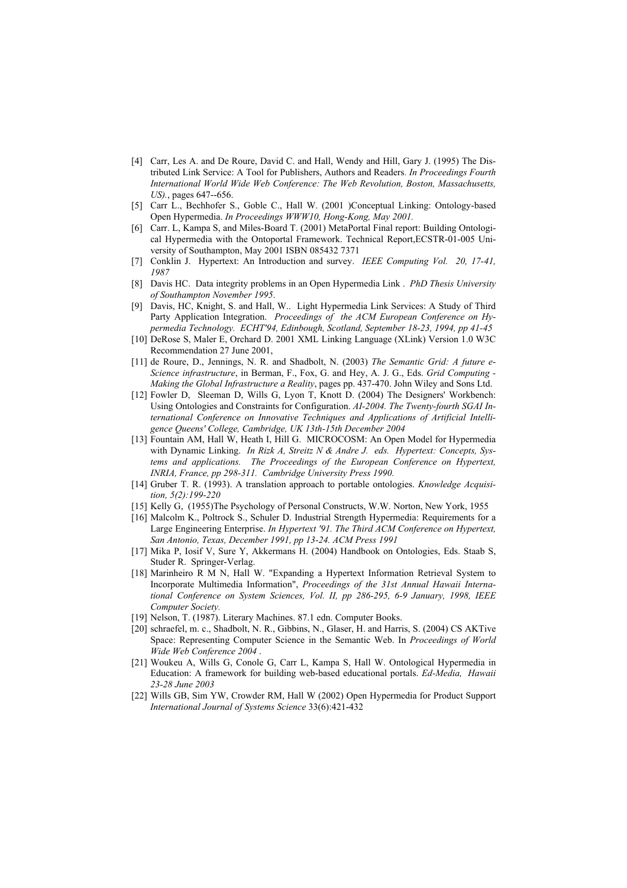- [4] Carr, Les A. and De Roure, David C. and Hall, Wendy and Hill, Gary J. (1995) The Distributed Link Service: A Tool for Publishers, Authors and Readers. *In Proceedings Fourth International World Wide Web Conference: The Web Revolution, Boston, Massachusetts, US).*, pages 647--656.
- [5] Carr L., Bechhofer S., Goble C., Hall W. (2001 )Conceptual Linking: Ontology-based Open Hypermedia. *In Proceedings WWW10, Hong-Kong, May 2001.*
- [6] Carr. L, Kampa S, and Miles-Board T. (2001) MetaPortal Final report: Building Ontological Hypermedia with the Ontoportal Framework. Technical Report,ECSTR-01-005 University of Southampton, May 2001 ISBN 085432 7371
- [7] Conklin J. Hypertext: An Introduction and survey. *IEEE Computing Vol. 20, 17-41, 1987*
- [8] Davis HC. Data integrity problems in an Open Hypermedia Link . *PhD Thesis University of Southampton November 1995*.
- [9] Davis, HC, Knight, S. and Hall, W.. Light Hypermedia Link Services: A Study of Third Party Application Integration. *Proceedings of the ACM European Conference on Hypermedia Technology. ECHT'94, Edinbough, Scotland, September 18-23, 1994, pp 41-45*
- [10] DeRose S, Maler E, Orchard D. 2001 XML Linking Language (XLink) Version 1.0 W3C Recommendation 27 June 2001,
- [11] de Roure, D., Jennings, N. R. and Shadbolt, N. (2003) *The Semantic Grid: A future e-Science infrastructure*, in Berman, F., Fox, G. and Hey, A. J. G., Eds. *Grid Computing - Making the Global Infrastructure a Reality*, pages pp. 437-470. John Wiley and Sons Ltd.
- [12] Fowler D, Sleeman D, Wills G, Lyon T, Knott D. (2004) The Designers' Workbench: Using Ontologies and Constraints for Configuration. *AI-2004. The Twenty-fourth SGAI International Conference on Innovative Techniques and Applications of Artificial Intelligence Queens' College, Cambridge, UK 13th-15th December 2004*
- [13] Fountain AM, Hall W, Heath I, Hill G. MICROCOSM: An Open Model for Hypermedia with Dynamic Linking. *In Rizk A, Streitz N & Andre J. eds. Hypertext: Concepts, Systems and applications. The Proceedings of the European Conference on Hypertext, INRIA, France, pp 298-311. Cambridge University Press 1990.*
- [14] Gruber T. R. (1993). A translation approach to portable ontologies. *Knowledge Acquisition, 5(2):199-220*
- [15] Kelly G, (1955)The Psychology of Personal Constructs, W.W. Norton, New York, 1955
- [16] Malcolm K., Poltrock S., Schuler D. Industrial Strength Hypermedia: Requirements for a Large Engineering Enterprise. *In Hypertext '91. The Third ACM Conference on Hypertext, San Antonio, Texas, December 1991, pp 13-24. ACM Press 1991*
- [17] Mika P, Iosif V, Sure Y, Akkermans H. (2004) Handbook on Ontologies, Eds. Staab S, Studer R. Springer-Verlag.
- [18] Marinheiro R M N, Hall W. "Expanding a Hypertext Information Retrieval System to Incorporate Multimedia Information", *Proceedings of the 31st Annual Hawaii International Conference on System Sciences, Vol. II, pp 286-295, 6-9 January, 1998, IEEE Computer Society.*
- [19] Nelson, T. (1987). Literary Machines. 87.1 edn. Computer Books.
- [20] schraefel, m. c., Shadbolt, N. R., Gibbins, N., Glaser, H. and Harris, S. (2004) CS AKTive Space: Representing Computer Science in the Semantic Web. In *Proceedings of World Wide Web Conference 2004* .
- [21] Woukeu A, Wills G, Conole G, Carr L, Kampa S, Hall W. Ontological Hypermedia in Education: A framework for building web-based educational portals. *Ed-Media, Hawaii 23-28 June 2003*
- [22] Wills GB, Sim YW, Crowder RM, Hall W (2002) Open Hypermedia for Product Support *International Journal of Systems Science* 33(6):421-432